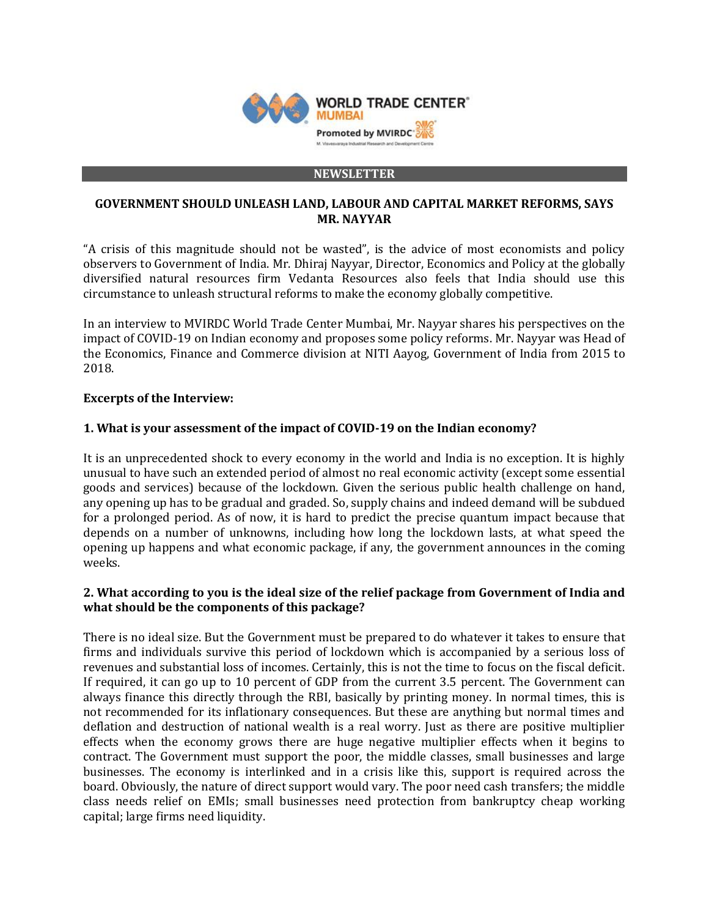WORLD TRADE CENTER® MUMBAI

Promoted by MVIRDC®

M. Visvesvaraya Industrial Research and Development Centre

**NEWSLETTER**

## GOVERNMENT SHOULD UNLEASH LAND, LABOUR AND CAPITAL MARKET REFORMS, SAYS MR. NAYYAR

"A crisis of this magnitude should not be wasted", is the advice of most economists and policy observers to Government of India. Mr. Dhiraj Nayyar, Director, Economics and Policy at the globally diversified natural resources firm Vedanta Resources also feels that India should use this circumstance to unleash structural reforms to make the economy globally competitive.

In an interview to MVIRDC World Trade Center Mumbai, Mr. Nayyar shares his perspectives on the impact of COVID-19 on Indian economy and proposes some policy reforms. Mr. Nayyar was Head of the Economics, Finance and Commerce division at NITI Aayog, Government of India from 2015 to 2018.

**Excerpts of the Interview:**

**1. What is your assessment of the impact of COVID-19 on the Indian economy?**

It is an unprecedented shock to every economy in the world and India is no exception. It is highly unusual to have such an extended period of almost no real economic activity (except some essential goods and services) because of the lockdown. Given the serious public health challenge on hand, any opening up has to be gradual and graded. So, supply chains and indeed demand will be subdued for a prolonged period. As of now, it is hard to predict the precise quantum impact because that depends on a number of unknowns, including how long the lockdown lasts, at what speed the opening up happens and what economic package, if any, the government announces in the coming weeks.

**2. What according to you is the ideal size of the relief package from Government of India and what should be the components of this package?**

There is no ideal size. But the Government must be prepared to do whatever it takes to ensure that firms and individuals survive this period of lockdown which is accompanied by a serious loss of revenues and substantial loss of incomes. Certainly, this is not the time to focus on the fiscal deficit. If required, it can go up to 10 percent of GDP from the current 3.5 percent. The Government can always finance this directly through the RBI, basically by printing money. In normal times, this is not recommended for its inflationary consequences. But these are anything but normal times and deflation and destruction of national wealth is a real worry. Just as there are positive multiplier effects when the economy grows there are huge negative multiplier effects when it begins to contract. The Government must support the poor, the middle classes, small businesses and large businesses. The economy is interlinked and in a crisis like this, support is required across the board. Obviously, the nature of direct support would vary. The poor need cash transfers; the middle class needs relief on EMIs; small businesses need protection from bankruptcy cheap working capital; large firms need liquidity.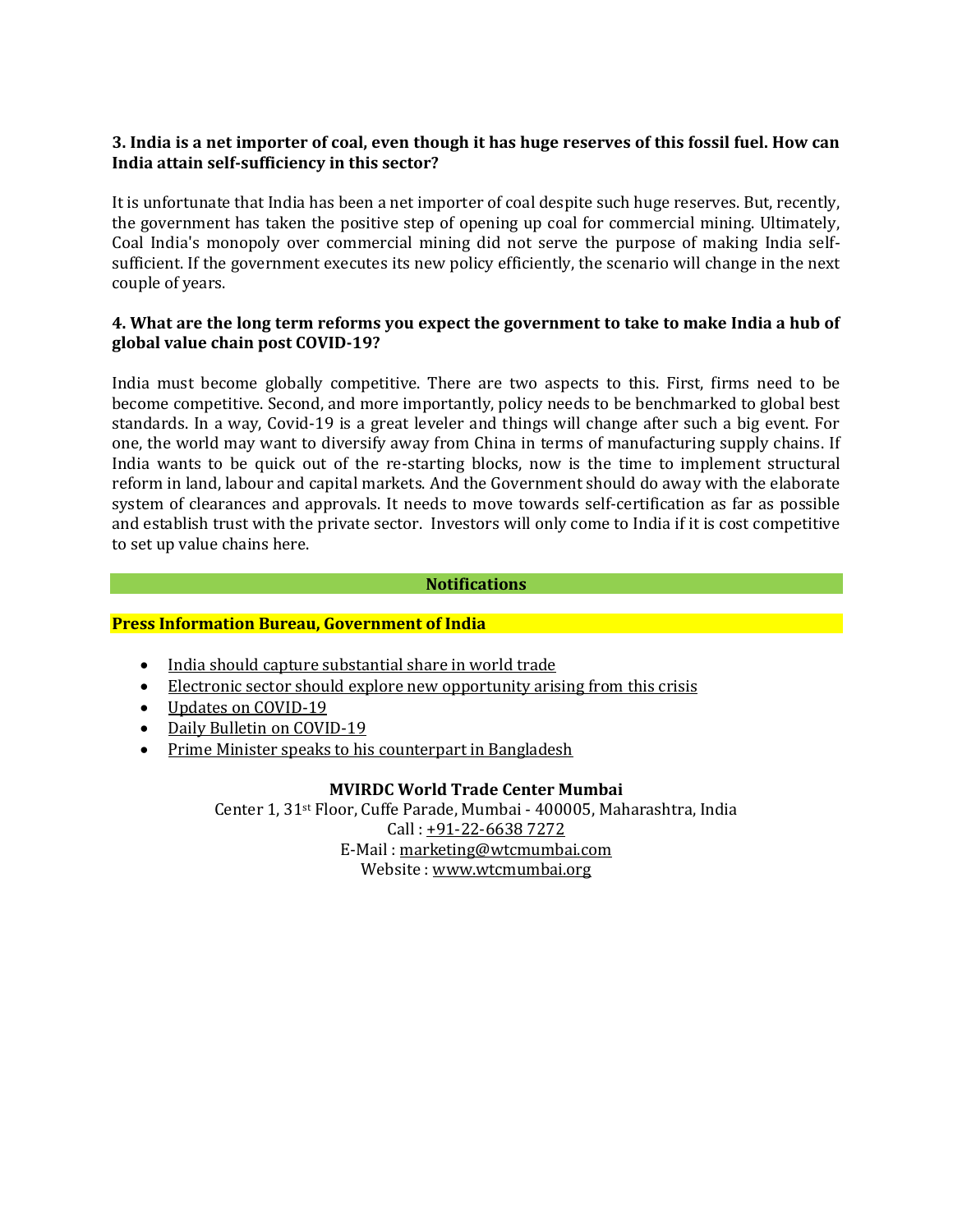**3. India is a net importer of coal, even though it has huge reserves of this fossil fuel. How can India attain self-sufficiency in this sector?**

It is unfortunate that India has been a net importer of coal despite such huge reserves. But, recently, the government has taken the positive step of opening up coal for commercial mining. Ultimately, Coal India's monopoly over commercial mining did not serve the purpose of making India self-sufficient. If the government executes its new policy efficiently, the scenario will change in the next couple of years.

**4. What are the long term reforms you expect the government to take to make India a hub of global value chain post COVID-19?**

India must become globally competitive. There are two aspects to this. First, firms need to be become competitive. Second, and more importantly, policy needs to be benchmarked to global best standards. In a way, Covid-19 is a great leveler and things will change after such a big event. For one, the world may want to diversify away from China in terms of manufacturing supply chains. If India wants to be quick out of the re-starting blocks, now is the time to implement structural reform in land, labour and capital markets. And the Government should do away with the elaborate system of clearances and approvals. It needs to move towards self-certification as far as possible and establish trust with the private sector. Investors will only come to India if it is cost competitive to set up value chains here.

## Notifications

**Press Information Bureau, Government of India**

- India should capture substantial share in world trade
- Electronic sector should explore new opportunity arising from this crisis
- Updates on COVID-19
- Daily Bulletin on COVID-19
- Prime Minister speaks to his counterpart in Bangladesh

**MVIRDC World Trade Center Mumbai**
Center 1, 31st Floor, Cuffe Parade, Mumbai - 400005, Maharashtra, India
Call : +91-22-6638 7272
E-Mail : marketing@wtcmumbai.com
Website : www.wtcmumbai.org